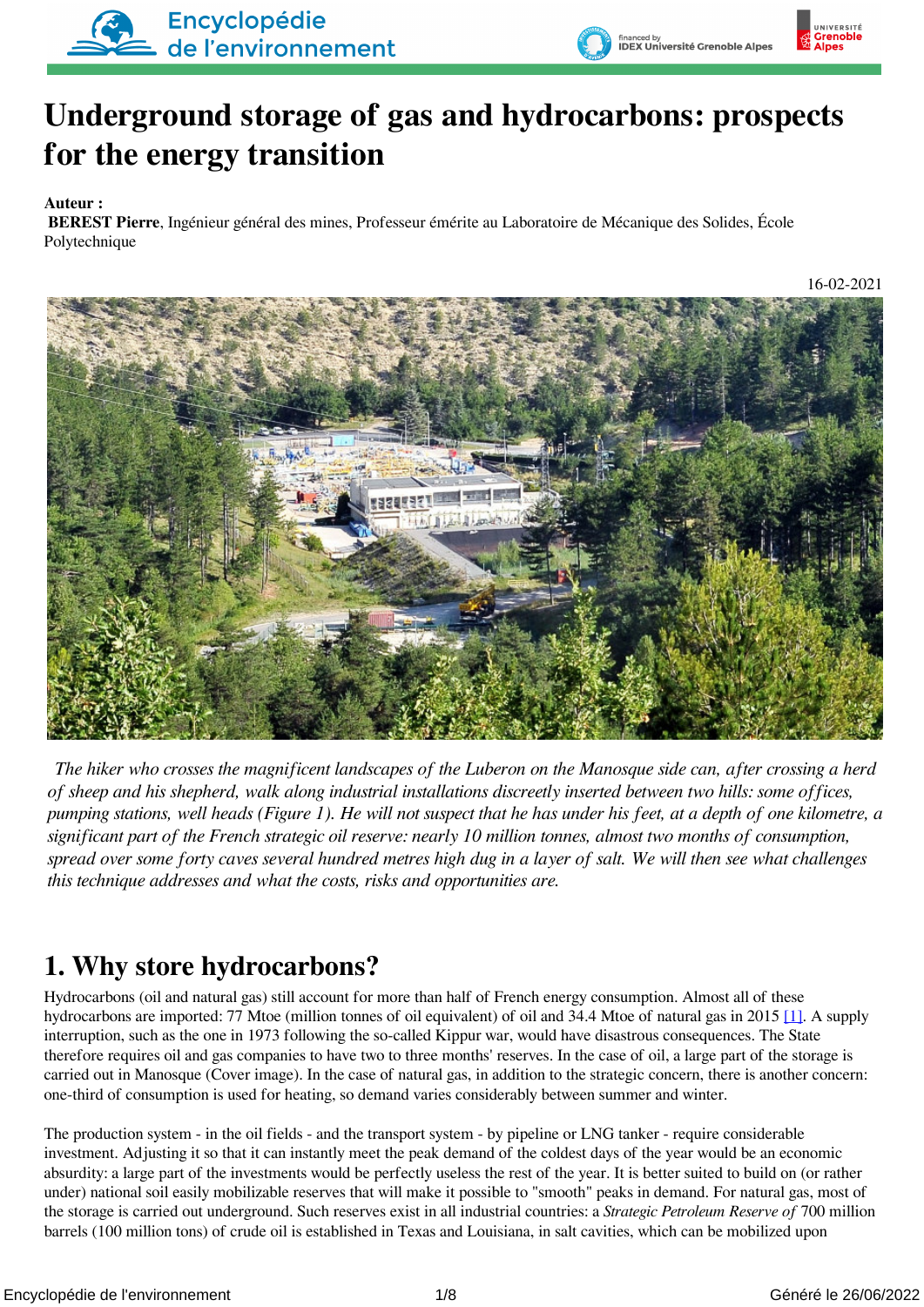# Underground storage of gas and hydrocarbons: prospects for the energy transition

**Auteur :**
**BEREST Pierre**, Ingénieur général des mines, Professeur émérite au Laboratoire de Mécanique des Solides, École Polytechnique

16-02-2021

*The hiker who crosses the magnificent landscapes of the Luberon on the Manosque side can, after crossing a herd of sheep and his shepherd, walk along industrial installations discreetly inserted between two hills: some offices, pumping stations, well heads (Figure 1). He will not suspect that he has under his feet, at a depth of one kilometre, a significant part of the French strategic oil reserve: nearly 10 million tonnes, almost two months of consumption, spread over some forty caves several hundred metres high dug in a layer of salt. We will then see what challenges this technique addresses and what the costs, risks and opportunities are.*

## 1. Why store hydrocarbons?

Hydrocarbons (oil and natural gas) still account for more than half of French energy consumption. Almost all of these hydrocarbons are imported: 77 Mtoe (million tonnes of oil equivalent) of oil and 34.4 Mtoe of natural gas in 2015 [1]. A supply interruption, such as the one in 1973 following the so-called Kippur war, would have disastrous consequences. The State therefore requires oil and gas companies to have two to three months' reserves. In the case of oil, a large part of the storage is carried out in Manosque (Cover image). In the case of natural gas, in addition to the strategic concern, there is another concern: one-third of consumption is used for heating, so demand varies considerably between summer and winter.

The production system - in the oil fields - and the transport system - by pipeline or LNG tanker - require considerable investment. Adjusting it so that it can instantly meet the peak demand of the coldest days of the year would be an economic absurdity: a large part of the investments would be perfectly useless the rest of the year. It is better suited to build on (or rather under) national soil easily mobilizable reserves that will make it possible to "smooth" peaks in demand. For natural gas, most of the storage is carried out underground. Such reserves exist in all industrial countries: a *Strategic Petroleum Reserve of* 700 million barrels (100 million tons) of crude oil is established in Texas and Louisiana, in salt cavities, which can be mobilized upon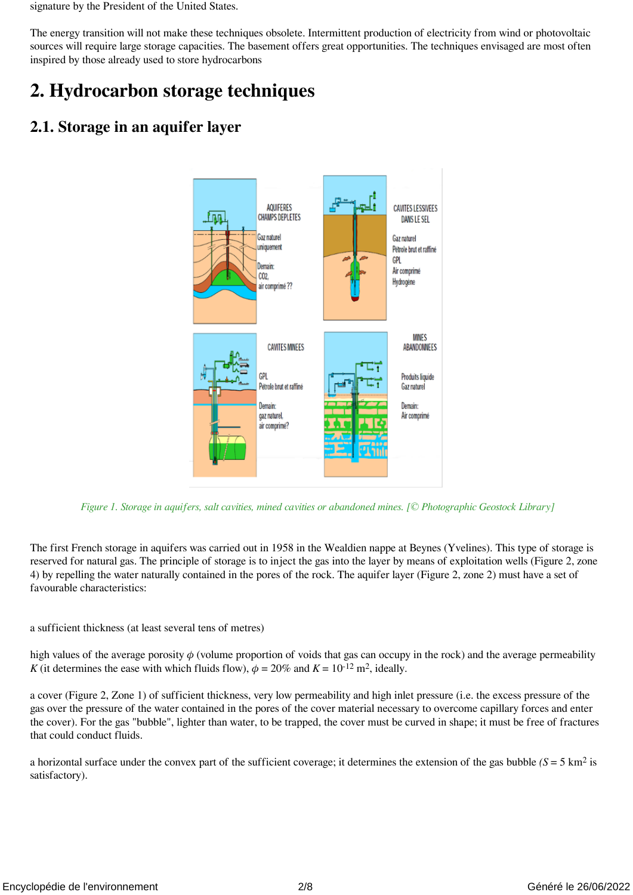signature by the President of the United States.

The energy transition will not make these techniques obsolete. Intermittent production of electricity from wind or photovoltaic sources will require large storage capacities. The basement offers great opportunities. The techniques envisaged are most often inspired by those already used to store hydrocarbons

## 2. Hydrocarbon storage techniques

### 2.1. Storage in an aquifer layer

*Figure 1. Storage in aquifers, salt cavities, mined cavities or abandoned mines. [© Photographic Geostock Library]*

The first French storage in aquifers was carried out in 1958 in the Wealdien nappe at Beynes (Yvelines). This type of storage is reserved for natural gas. The principle of storage is to inject the gas into the layer by means of exploitation wells (Figure 2, zone 4) by repelling the water naturally contained in the pores of the rock. The aquifer layer (Figure 2, zone 2) must have a set of favourable characteristics:

a sufficient thickness (at least several tens of metres)

high values of the average porosity $\phi$ (volume proportion of voids that gas can occupy in the rock) and the average permeability $K$ (it determines the ease with which fluids flow), $\phi$ = 20% and $K = 10^{-12}$ m$^2$, ideally.

a cover (Figure 2, Zone 1) of sufficient thickness, very low permeability and high inlet pressure (i.e. the excess pressure of the gas over the pressure of the water contained in the pores of the cover material necessary to overcome capillary forces and enter the cover). For the gas "bubble", lighter than water, to be trapped, the cover must be curved in shape; it must be free of fractures that could conduct fluids.

a horizontal surface under the convex part of the sufficient coverage; it determines the extension of the gas bubble ($S$ = 5 km$^2$ is satisfactory).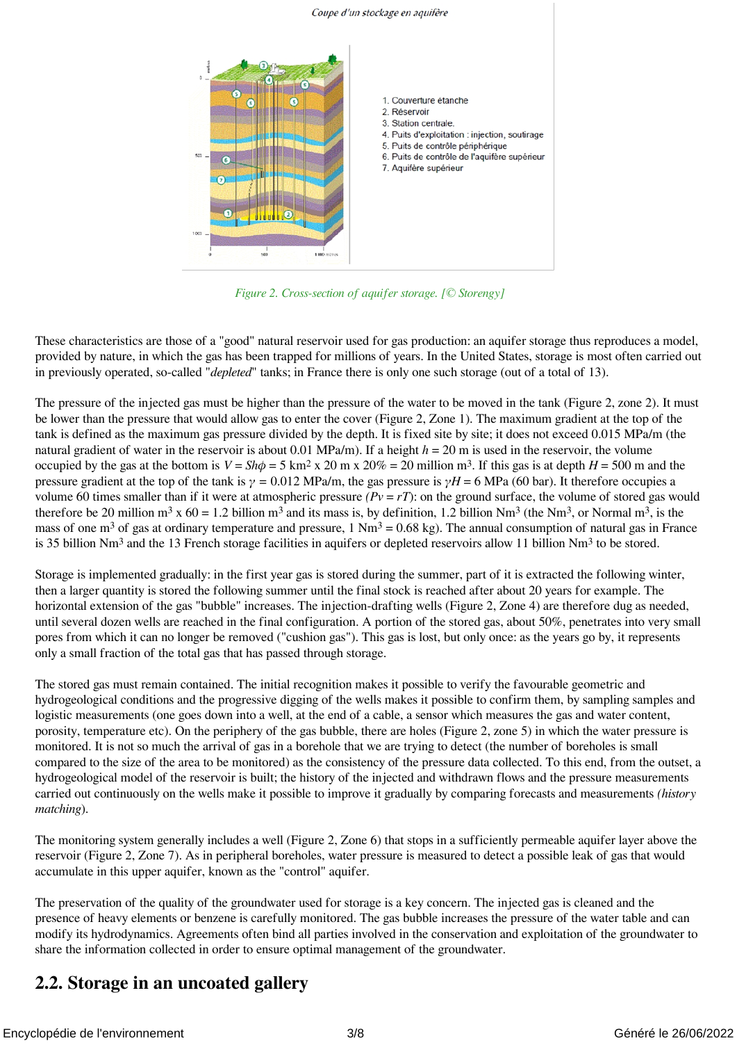*Figure 2. Cross-section of aquifer storage. [© Storengy]*

These characteristics are those of a "good" natural reservoir used for gas production: an aquifer storage thus reproduces a model, provided by nature, in which the gas has been trapped for millions of years. In the United States, storage is most often carried out in previously operated, so-called "*depleted*" tanks; in France there is only one such storage (out of a total of 13).

The pressure of the injected gas must be higher than the pressure of the water to be moved in the tank (Figure 2, zone 2). It must be lower than the pressure that would allow gas to enter the cover (Figure 2, Zone 1). The maximum gradient at the top of the tank is defined as the maximum gas pressure divided by the depth. It is fixed site by site; it does not exceed 0.015 MPa/m (the natural gradient of water in the reservoir is about 0.01 MPa/m). If a height $h$ = 20 m is used in the reservoir, the volume occupied by the gas at the bottom is $V = Sh\phi$ = 5 km² x 20 m x 20% = 20 million m³. If this gas is at depth $H$ = 500 m and the pressure gradient at the top of the tank is $\gamma$ = 0.012 MPa/m, the gas pressure is $\gamma H$ = 6 MPa (60 bar). It therefore occupies a volume 60 times smaller than if it were at atmospheric pressure *(Pv = rT)*: on the ground surface, the volume of stored gas would therefore be 20 million m³ x 60 = 1.2 billion m³ and its mass is, by definition, 1.2 billion Nm³ (the Nm³, or Normal m³, is the mass of one m³ of gas at ordinary temperature and pressure, 1 Nm³ = 0.68 kg). The annual consumption of natural gas in France is 35 billion Nm³ and the 13 French storage facilities in aquifers or depleted reservoirs allow 11 billion Nm³ to be stored.

Storage is implemented gradually: in the first year gas is stored during the summer, part of it is extracted the following winter, then a larger quantity is stored the following summer until the final stock is reached after about 20 years for example. The horizontal extension of the gas "bubble" increases. The injection-drafting wells (Figure 2, Zone 4) are therefore dug as needed, until several dozen wells are reached in the final configuration. A portion of the stored gas, about 50%, penetrates into very small pores from which it can no longer be removed ("cushion gas"). This gas is lost, but only once: as the years go by, it represents only a small fraction of the total gas that has passed through storage.

The stored gas must remain contained. The initial recognition makes it possible to verify the favourable geometric and hydrogeological conditions and the progressive digging of the wells makes it possible to confirm them, by sampling samples and logistic measurements (one goes down into a well, at the end of a cable, a sensor which measures the gas and water content, porosity, temperature etc). On the periphery of the gas bubble, there are holes (Figure 2, zone 5) in which the water pressure is monitored. It is not so much the arrival of gas in a borehole that we are trying to detect (the number of boreholes is small compared to the size of the area to be monitored) as the consistency of the pressure data collected. To this end, from the outset, a hydrogeological model of the reservoir is built; the history of the injected and withdrawn flows and the pressure measurements carried out continuously on the wells make it possible to improve it gradually by comparing forecasts and measurements *(history matching*).

The monitoring system generally includes a well (Figure 2, Zone 6) that stops in a sufficiently permeable aquifer layer above the reservoir (Figure 2, Zone 7). As in peripheral boreholes, water pressure is measured to detect a possible leak of gas that would accumulate in this upper aquifer, known as the "control" aquifer.

The preservation of the quality of the groundwater used for storage is a key concern. The injected gas is cleaned and the presence of heavy elements or benzene is carefully monitored. The gas bubble increases the pressure of the water table and can modify its hydrodynamics. Agreements often bind all parties involved in the conservation and exploitation of the groundwater to share the information collected in order to ensure optimal management of the groundwater.

## 2.2. Storage in an uncoated gallery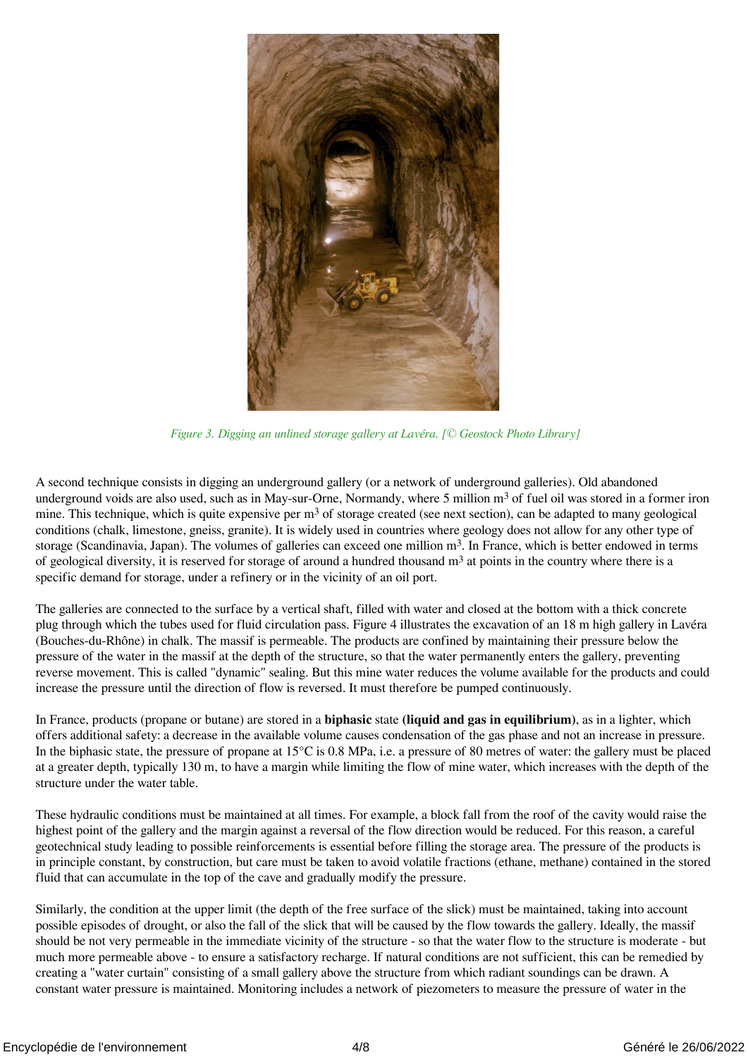*Figure 3. Digging an unlined storage gallery at Lavéra. [© Geostock Photo Library]*

A second technique consists in digging an underground gallery (or a network of underground galleries). Old abandoned underground voids are also used, such as in May-sur-Orne, Normandy, where 5 million m$^3$ of fuel oil was stored in a former iron mine. This technique, which is quite expensive per m$^3$ of storage created (see next section), can be adapted to many geological conditions (chalk, limestone, gneiss, granite). It is widely used in countries where geology does not allow for any other type of storage (Scandinavia, Japan). The volumes of galleries can exceed one million m$^3$. In France, which is better endowed in terms of geological diversity, it is reserved for storage of around a hundred thousand m$^3$ at points in the country where there is a specific demand for storage, under a refinery or in the vicinity of an oil port.

The galleries are connected to the surface by a vertical shaft, filled with water and closed at the bottom with a thick concrete plug through which the tubes used for fluid circulation pass. Figure 4 illustrates the excavation of an 18 m high gallery in Lavéra (Bouches-du-Rhône) in chalk. The massif is permeable. The products are confined by maintaining their pressure below the pressure of the water in the massif at the depth of the structure, so that the water permanently enters the gallery, preventing reverse movement. This is called "dynamic" sealing. But this mine water reduces the volume available for the products and could increase the pressure until the direction of flow is reversed. It must therefore be pumped continuously.

In France, products (propane or butane) are stored in a **biphasic** state **(liquid and gas in equilibrium)**, as in a lighter, which offers additional safety: a decrease in the available volume causes condensation of the gas phase and not an increase in pressure. In the biphasic state, the pressure of propane at 15°C is 0.8 MPa, i.e. a pressure of 80 metres of water: the gallery must be placed at a greater depth, typically 130 m, to have a margin while limiting the flow of mine water, which increases with the depth of the structure under the water table.

These hydraulic conditions must be maintained at all times. For example, a block fall from the roof of the cavity would raise the highest point of the gallery and the margin against a reversal of the flow direction would be reduced. For this reason, a careful geotechnical study leading to possible reinforcements is essential before filling the storage area. The pressure of the products is in principle constant, by construction, but care must be taken to avoid volatile fractions (ethane, methane) contained in the stored fluid that can accumulate in the top of the cave and gradually modify the pressure.

Similarly, the condition at the upper limit (the depth of the free surface of the slick) must be maintained, taking into account possible episodes of drought, or also the fall of the slick that will be caused by the flow towards the gallery. Ideally, the massif should be not very permeable in the immediate vicinity of the structure - so that the water flow to the structure is moderate - but much more permeable above - to ensure a satisfactory recharge. If natural conditions are not sufficient, this can be remedied by creating a "water curtain" consisting of a small gallery above the structure from which radiant soundings can be drawn. A constant water pressure is maintained. Monitoring includes a network of piezometers to measure the pressure of water in the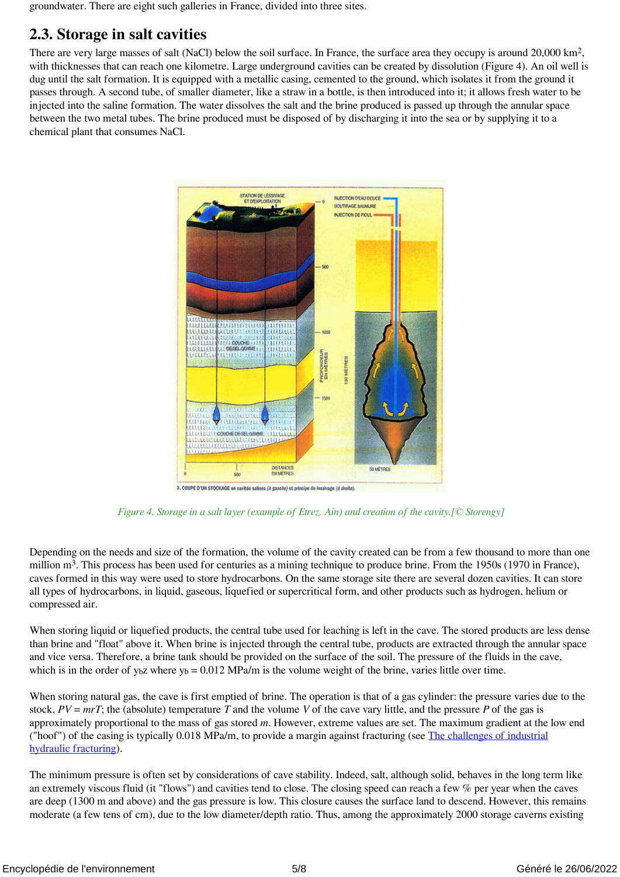groundwater. There are eight such galleries in France, divided into three sites.

## 2.3. Storage in salt cavities

There are very large masses of salt (NaCl) below the soil surface. In France, the surface area they occupy is around 20,000 $km^2$, with thicknesses that can reach one kilometre. Large underground cavities can be created by dissolution (Figure 4). An oil well is dug until the salt formation. It is equipped with a metallic casing, cemented to the ground, which isolates it from the ground it passes through. A second tube, of smaller diameter, like a straw in a bottle, is then introduced into it; it allows fresh water to be injected into the saline formation. The water dissolves the salt and the brine produced is passed up through the annular space between the two metal tubes. The brine produced must be disposed of by discharging it into the sea or by supplying it to a chemical plant that consumes NaCl.

*Figure 4. Storage in a salt layer (example of Etrez, Ain) and creation of the cavity.[© Storengy]*

Depending on the needs and size of the formation, the volume of the cavity created can be from a few thousand to more than one million $m^3$. This process has been used for centuries as a mining technique to produce brine. From the 1950s (1970 in France), caves formed in this way were used to store hydrocarbons. On the same storage site there are several dozen cavities. It can store all types of hydrocarbons, in liquid, gaseous, liquefied or supercritical form, and other products such as hydrogen, helium or compressed air.

When storing liquid or liquefied products, the central tube used for leaching is left in the cave. The stored products are less dense than brine and "float" above it. When brine is injected through the central tube, products are extracted through the annular space and vice versa. Therefore, a brine tank should be provided on the surface of the soil. The pressure of the fluids in the cave, which is in the order of $\gamma_b z$ where $\gamma_b$ = 0.012 MPa/m is the volume weight of the brine, varies little over time.

When storing natural gas, the cave is first emptied of brine. The operation is that of a gas cylinder: the pressure varies due to the stock, $PV = mrT$; the (absolute) temperature $T$ and the volume $V$ of the cave vary little, and the pressure $P$ of the gas is approximately proportional to the mass of gas stored $m$. However, extreme values are set. The maximum gradient at the low end ("hoof") of the casing is typically 0.018 MPa/m, to provide a margin against fracturing (see [The challenges of industrial hydraulic fracturing](#)).

The minimum pressure is often set by considerations of cave stability. Indeed, salt, although solid, behaves in the long term like an extremely viscous fluid (it "flows") and cavities tend to close. The closing speed can reach a few % per year when the caves are deep (1300 m and above) and the gas pressure is low. This closure causes the surface land to descend. However, this remains moderate (a few tens of cm), due to the low diameter/depth ratio. Thus, among the approximately 2000 storage caverns existing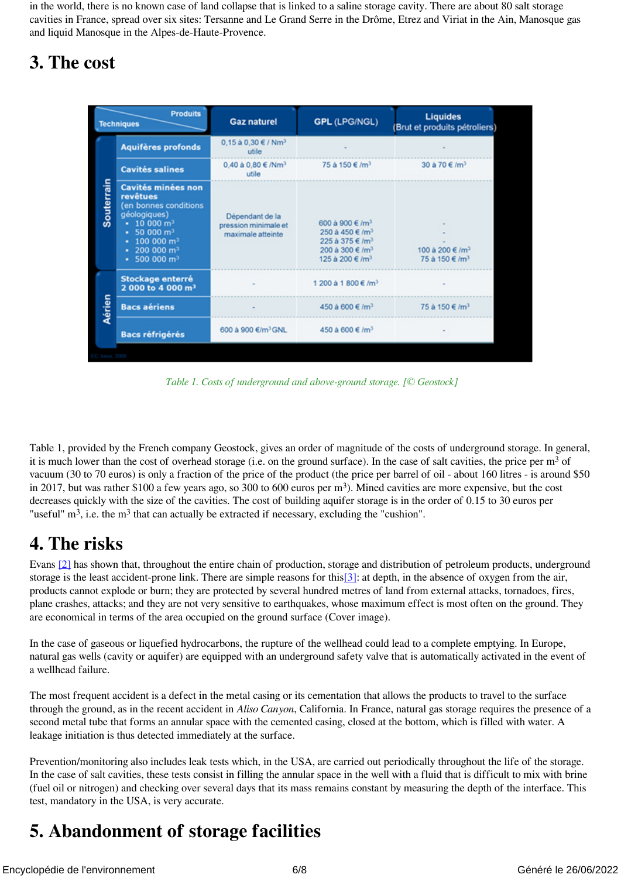in the world, there is no known case of land collapse that is linked to a saline storage cavity. There are about 80 salt storage cavities in France, spread over six sites: Tersanne and Le Grand Serre in the Drôme, Etrez and Viriat in the Ain, Manosque gas and liquid Manosque in the Alpes-de-Haute-Provence.

## 3. The cost

| | Produits / Techniques | Gaz naturel | GPL (LPG/NGL) | Liquides (Brut et produits pétroliers) |
|---|---|---|---|---|
| Souterrain | Aquifères profonds | 0,15 à 0,30 € / Nm³ utile | - | - |
| | Cavités salines | 0,40 à 0,80 € /Nm³ utile | 75 à 150 € /m³ | 30 à 70 € /m³ |
| | Cavités minées non revêtues (en bonnes conditions géologiques) • 10 000 m³ • 50 000 m³ • 100 000 m³ • 200 000 m³ • 500 000 m³ | Dépendant de la pression minimale et maximale atteinte | 600 à 900 € /m³ 250 à 450 € /m³ 225 à 375 € /m³ 200 à 300 € /m³ 125 à 200 € /m³ | - - - 100 à 200 € /m³ 75 à 150 € /m³ |
| Aérien | Stockage enterré 2 000 to 4 000 m³ | - | 1 200 à 1 800 € /m³ | - |
| | Bacs aériens | - | 450 à 600 € /m³ | 75 à 150 € /m³ |
| | Bacs réfrigérés | 600 à 900 €/m³ GNL | 450 à 600 € /m³ | - |

*Table 1. Costs of underground and above-ground storage. [© Geostock]*

Table 1, provided by the French company Geostock, gives an order of magnitude of the costs of underground storage. In general, it is much lower than the cost of overhead storage (i.e. on the ground surface). In the case of salt cavities, the price per $m^3$ of vacuum (30 to 70 euros) is only a fraction of the price of the product (the price per barrel of oil - about 160 litres - is around $50 in 2017, but was rather $100 a few years ago, so 300 to 600 euros per $m^3$). Mined cavities are more expensive, but the cost decreases quickly with the size of the cavities. The cost of building aquifer storage is in the order of 0.15 to 30 euros per "useful" $m^3$, i.e. the $m^3$ that can actually be extracted if necessary, excluding the "cushion".

## 4. The risks

Evans [2] has shown that, throughout the entire chain of production, storage and distribution of petroleum products, underground storage is the least accident-prone link. There are simple reasons for this[3]: at depth, in the absence of oxygen from the air, products cannot explode or burn; they are protected by several hundred metres of land from external attacks, tornadoes, fires, plane crashes, attacks; and they are not very sensitive to earthquakes, whose maximum effect is most often on the ground. They are economical in terms of the area occupied on the ground surface (Cover image).

In the case of gaseous or liquefied hydrocarbons, the rupture of the wellhead could lead to a complete emptying. In Europe, natural gas wells (cavity or aquifer) are equipped with an underground safety valve that is automatically activated in the event of a wellhead failure.

The most frequent accident is a defect in the metal casing or its cementation that allows the products to travel to the surface through the ground, as in the recent accident in *Aliso Canyon*, California. In France, natural gas storage requires the presence of a second metal tube that forms an annular space with the cemented casing, closed at the bottom, which is filled with water. A leakage initiation is thus detected immediately at the surface.

Prevention/monitoring also includes leak tests which, in the USA, are carried out periodically throughout the life of the storage. In the case of salt cavities, these tests consist in filling the annular space in the well with a fluid that is difficult to mix with brine (fuel oil or nitrogen) and checking over several days that its mass remains constant by measuring the depth of the interface. This test, mandatory in the USA, is very accurate.

## 5. Abandonment of storage facilities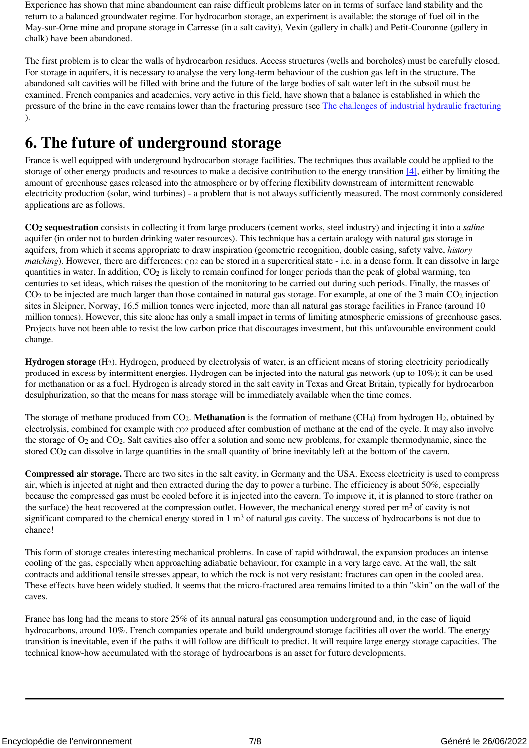Experience has shown that mine abandonment can raise difficult problems later on in terms of surface land stability and the return to a balanced groundwater regime. For hydrocarbon storage, an experiment is available: the storage of fuel oil in the May-sur-Orne mine and propane storage in Carresse (in a salt cavity), Vexin (gallery in chalk) and Petit-Couronne (gallery in chalk) have been abandoned.

The first problem is to clear the walls of hydrocarbon residues. Access structures (wells and boreholes) must be carefully closed. For storage in aquifers, it is necessary to analyse the very long-term behaviour of the cushion gas left in the structure. The abandoned salt cavities will be filled with brine and the future of the large bodies of salt water left in the subsoil must be examined. French companies and academics, very active in this field, have shown that a balance is established in which the pressure of the brine in the cave remains lower than the fracturing pressure (see The challenges of industrial hydraulic fracturing ).

# 6. The future of underground storage

France is well equipped with underground hydrocarbon storage facilities. The techniques thus available could be applied to the storage of other energy products and resources to make a decisive contribution to the energy transition [4], either by limiting the amount of greenhouse gases released into the atmosphere or by offering flexibility downstream of intermittent renewable electricity production (solar, wind turbines) - a problem that is not always sufficiently measured. The most commonly considered applications are as follows.

**$CO_2$ sequestration** consists in collecting it from large producers (cement works, steel industry) and injecting it into a *saline* aquifer (in order not to burden drinking water resources). This technique has a certain analogy with natural gas storage in aquifers, from which it seems appropriate to draw inspiration (geometric recognition, double casing, safety valve, *history matching*). However, there are differences: $CO_2$ can be stored in a supercritical state - i.e. in a dense form. It can dissolve in large quantities in water. In addition, $CO_2$ is likely to remain confined for longer periods than the peak of global warming, ten centuries to set ideas, which raises the question of the monitoring to be carried out during such periods. Finally, the masses of $CO_2$ to be injected are much larger than those contained in natural gas storage. For example, at one of the 3 main $CO_2$ injection sites in Sleipner, Norway, 16.5 million tonnes were injected, more than all natural gas storage facilities in France (around 10 million tonnes). However, this site alone has only a small impact in terms of limiting atmospheric emissions of greenhouse gases. Projects have not been able to resist the low carbon price that discourages investment, but this unfavourable environment could change.

**Hydrogen storage** ($H_2$). Hydrogen, produced by electrolysis of water, is an efficient means of storing electricity periodically produced in excess by intermittent energies. Hydrogen can be injected into the natural gas network (up to 10%); it can be used for methanation or as a fuel. Hydrogen is already stored in the salt cavity in Texas and Great Britain, typically for hydrocarbon desulphurization, so that the means for mass storage will be immediately available when the time comes.

The storage of methane produced from $CO_2$. **Methanation** is the formation of methane ($CH_4$) from hydrogen $H_2$, obtained by electrolysis, combined for example with $CO_2$ produced after combustion of methane at the end of the cycle. It may also involve the storage of $O_2$ and $CO_2$. Salt cavities also offer a solution and some new problems, for example thermodynamic, since the stored $CO_2$ can dissolve in large quantities in the small quantity of brine inevitably left at the bottom of the cavern.

**Compressed air storage.** There are two sites in the salt cavity, in Germany and the USA. Excess electricity is used to compress air, which is injected at night and then extracted during the day to power a turbine. The efficiency is about 50%, especially because the compressed gas must be cooled before it is injected into the cavern. To improve it, it is planned to store (rather on the surface) the heat recovered at the compression outlet. However, the mechanical energy stored per m$^3$ of cavity is not significant compared to the chemical energy stored in 1 m$^3$ of natural gas cavity. The success of hydrocarbons is not due to chance!

This form of storage creates interesting mechanical problems. In case of rapid withdrawal, the expansion produces an intense cooling of the gas, especially when approaching adiabatic behaviour, for example in a very large cave. At the wall, the salt contracts and additional tensile stresses appear, to which the rock is not very resistant: fractures can open in the cooled area. These effects have been widely studied. It seems that the micro-fractured area remains limited to a thin "skin" on the wall of the caves.

France has long had the means to store 25% of its annual natural gas consumption underground and, in the case of liquid hydrocarbons, around 10%. French companies operate and build underground storage facilities all over the world. The energy transition is inevitable, even if the paths it will follow are difficult to predict. It will require large energy storage capacities. The technical know-how accumulated with the storage of hydrocarbons is an asset for future developments.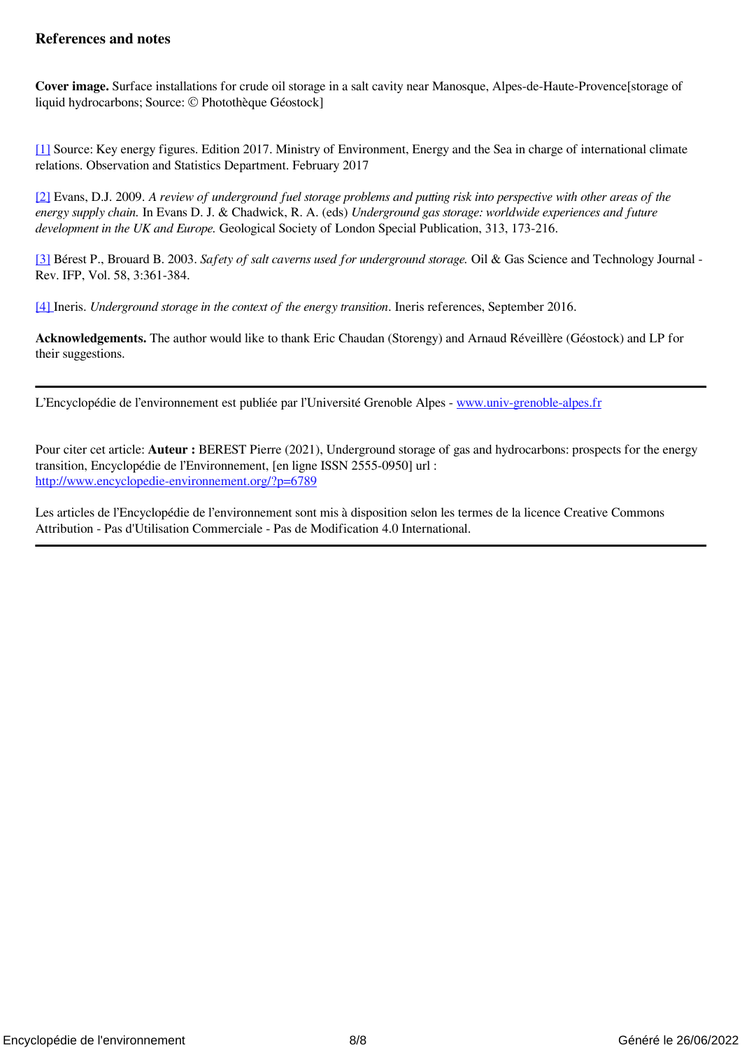## References and notes

**Cover image.** Surface installations for crude oil storage in a salt cavity near Manosque, Alpes-de-Haute-Provence[storage of liquid hydrocarbons; Source: © Photothèque Géostock]

[1] Source: Key energy figures. Edition 2017. Ministry of Environment, Energy and the Sea in charge of international climate relations. Observation and Statistics Department. February 2017

[2] Evans, D.J. 2009. *A review of underground fuel storage problems and putting risk into perspective with other areas of the energy supply chain.* In Evans D. J. & Chadwick, R. A. (eds) *Underground gas storage: worldwide experiences and future development in the UK and Europe.* Geological Society of London Special Publication, 313, 173-216.

[3] Bérest P., Brouard B. 2003. *Safety of salt caverns used for underground storage.* Oil & Gas Science and Technology Journal - Rev. IFP, Vol. 58, 3:361-384.

[4] Ineris. *Underground storage in the context of the energy transition*. Ineris references, September 2016.

**Acknowledgements.** The author would like to thank Eric Chaudan (Storengy) and Arnaud Réveillère (Géostock) and LP for their suggestions.

---

L'Encyclopédie de l'environnement est publiée par l'Université Grenoble Alpes - [www.univ-grenoble-alpes.fr](http://www.univ-grenoble-alpes.fr)

Pour citer cet article: **Auteur :** BEREST Pierre (2021), Underground storage of gas and hydrocarbons: prospects for the energy transition, Encyclopédie de l'Environnement, [en ligne ISSN 2555-0950] url : [http://www.encyclopedie-environnement.org/?p=6789](http://www.encyclopedie-environnement.org/?p=6789)

Les articles de l'Encyclopédie de l'environnement sont mis à disposition selon les termes de la licence Creative Commons Attribution - Pas d'Utilisation Commerciale - Pas de Modification 4.0 International.

---